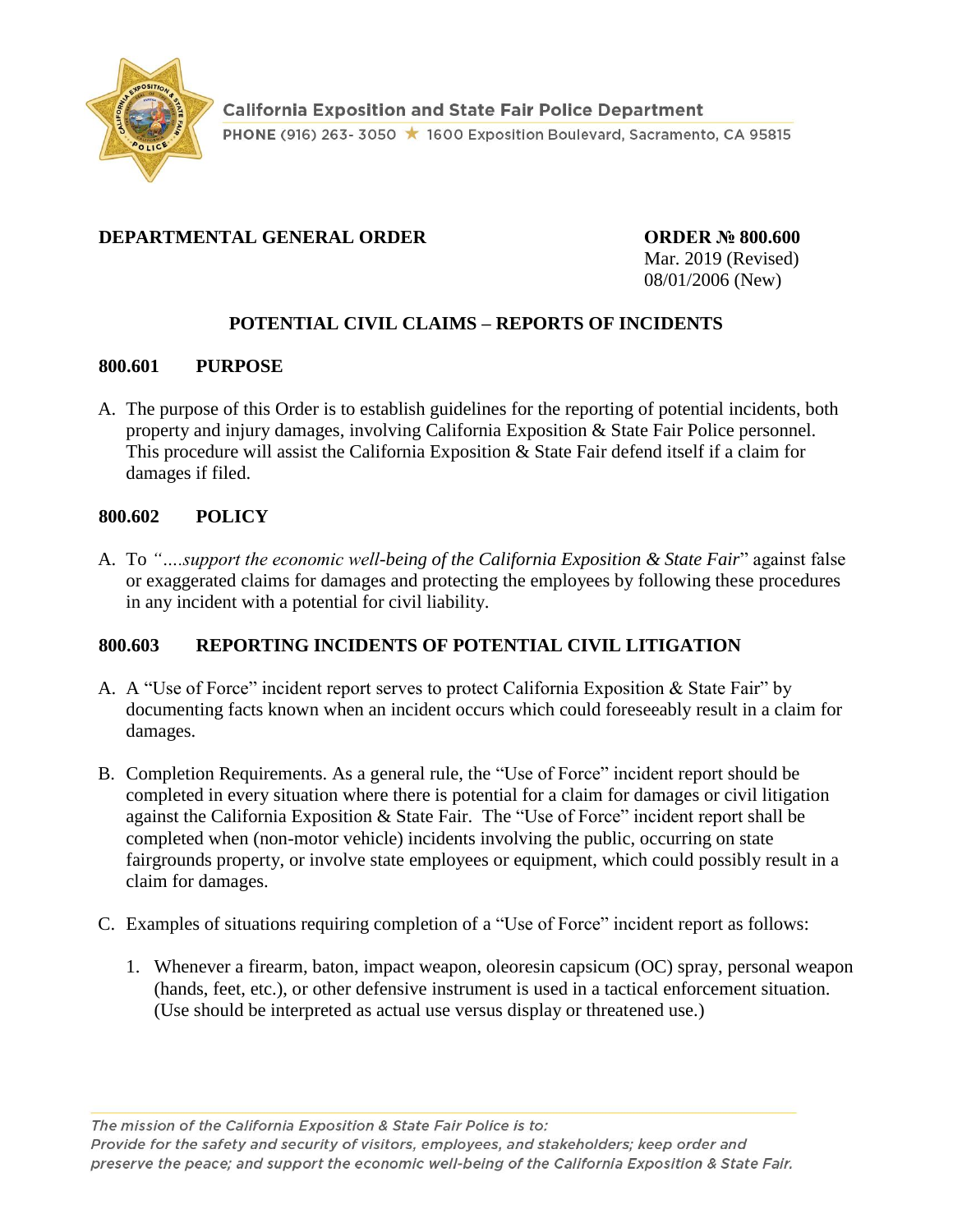California Exposition and State Fair Police Department

PHONE (916) 263- 3050 ★ 1600 Exposition Boulevard, Sacramento, CA 95815

**DEPARTMENTAL GENERAL ORDER**

**ORDER № 800.600**
Mar. 2019 (Revised)
08/01/2006 (New)

## POTENTIAL CIVIL CLAIMS – REPORTS OF INCIDENTS

### 800.601 PURPOSE

A. The purpose of this Order is to establish guidelines for the reporting of potential incidents, both property and injury damages, involving California Exposition & State Fair Police personnel. This procedure will assist the California Exposition & State Fair defend itself if a claim for damages if filed.

### 800.602 POLICY

A. To *"....support the economic well-being of the California Exposition & State Fair*" against false or exaggerated claims for damages and protecting the employees by following these procedures in any incident with a potential for civil liability.

### 800.603 REPORTING INCIDENTS OF POTENTIAL CIVIL LITIGATION

A. A "Use of Force" incident report serves to protect California Exposition & State Fair" by documenting facts known when an incident occurs which could foreseeably result in a claim for damages.

B. Completion Requirements. As a general rule, the "Use of Force" incident report should be completed in every situation where there is potential for a claim for damages or civil litigation against the California Exposition & State Fair. The "Use of Force" incident report shall be completed when (non-motor vehicle) incidents involving the public, occurring on state fairgrounds property, or involve state employees or equipment, which could possibly result in a claim for damages.

C. Examples of situations requiring completion of a "Use of Force" incident report as follows:

   1. Whenever a firearm, baton, impact weapon, oleoresin capsicum (OC) spray, personal weapon (hands, feet, etc.), or other defensive instrument is used in a tactical enforcement situation. (Use should be interpreted as actual use versus display or threatened use.)

*The mission of the California Exposition & State Fair Police is to:*
*Provide for the safety and security of visitors, employees, and stakeholders; keep order and preserve the peace; and support the economic well-being of the California Exposition & State Fair.*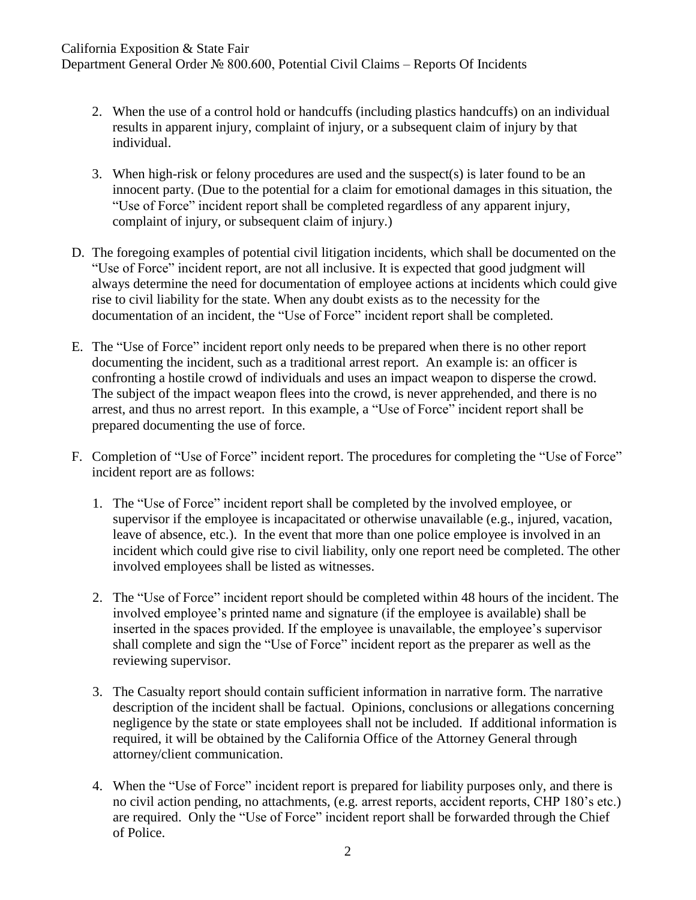2. When the use of a control hold or handcuffs (including plastics handcuffs) on an individual results in apparent injury, complaint of injury, or a subsequent claim of injury by that individual.

3. When high-risk or felony procedures are used and the suspect(s) is later found to be an innocent party. (Due to the potential for a claim for emotional damages in this situation, the "Use of Force" incident report shall be completed regardless of any apparent injury, complaint of injury, or subsequent claim of injury.)

D. The foregoing examples of potential civil litigation incidents, which shall be documented on the "Use of Force" incident report, are not all inclusive. It is expected that good judgment will always determine the need for documentation of employee actions at incidents which could give rise to civil liability for the state. When any doubt exists as to the necessity for the documentation of an incident, the "Use of Force" incident report shall be completed.

E. The "Use of Force" incident report only needs to be prepared when there is no other report documenting the incident, such as a traditional arrest report. An example is: an officer is confronting a hostile crowd of individuals and uses an impact weapon to disperse the crowd. The subject of the impact weapon flees into the crowd, is never apprehended, and there is no arrest, and thus no arrest report. In this example, a "Use of Force" incident report shall be prepared documenting the use of force.

F. Completion of "Use of Force" incident report. The procedures for completing the "Use of Force" incident report are as follows:

   1. The "Use of Force" incident report shall be completed by the involved employee, or supervisor if the employee is incapacitated or otherwise unavailable (e.g., injured, vacation, leave of absence, etc.). In the event that more than one police employee is involved in an incident which could give rise to civil liability, only one report need be completed. The other involved employees shall be listed as witnesses.

   2. The "Use of Force" incident report should be completed within 48 hours of the incident. The involved employee's printed name and signature (if the employee is available) shall be inserted in the spaces provided. If the employee is unavailable, the employee's supervisor shall complete and sign the "Use of Force" incident report as the preparer as well as the reviewing supervisor.

   3. The Casualty report should contain sufficient information in narrative form. The narrative description of the incident shall be factual. Opinions, conclusions or allegations concerning negligence by the state or state employees shall not be included. If additional information is required, it will be obtained by the California Office of the Attorney General through attorney/client communication.

   4. When the "Use of Force" incident report is prepared for liability purposes only, and there is no civil action pending, no attachments, (e.g. arrest reports, accident reports, CHP 180's etc.) are required. Only the "Use of Force" incident report shall be forwarded through the Chief of Police.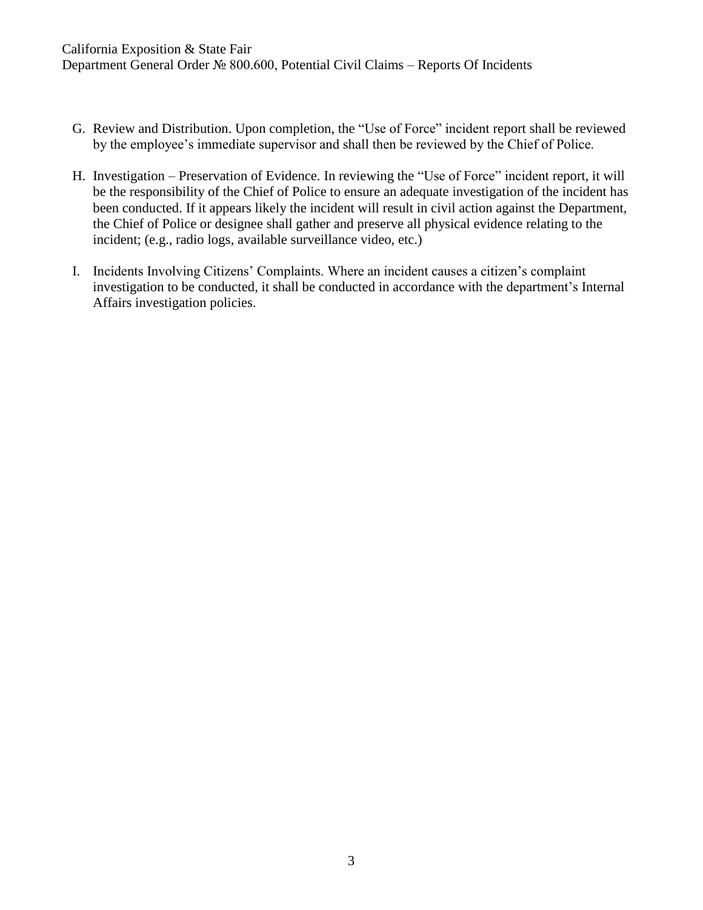G. Review and Distribution. Upon completion, the "Use of Force" incident report shall be reviewed by the employee's immediate supervisor and shall then be reviewed by the Chief of Police.

H. Investigation – Preservation of Evidence. In reviewing the "Use of Force" incident report, it will be the responsibility of the Chief of Police to ensure an adequate investigation of the incident has been conducted. If it appears likely the incident will result in civil action against the Department, the Chief of Police or designee shall gather and preserve all physical evidence relating to the incident; (e.g., radio logs, available surveillance video, etc.)

I. Incidents Involving Citizens' Complaints. Where an incident causes a citizen's complaint investigation to be conducted, it shall be conducted in accordance with the department's Internal Affairs investigation policies.